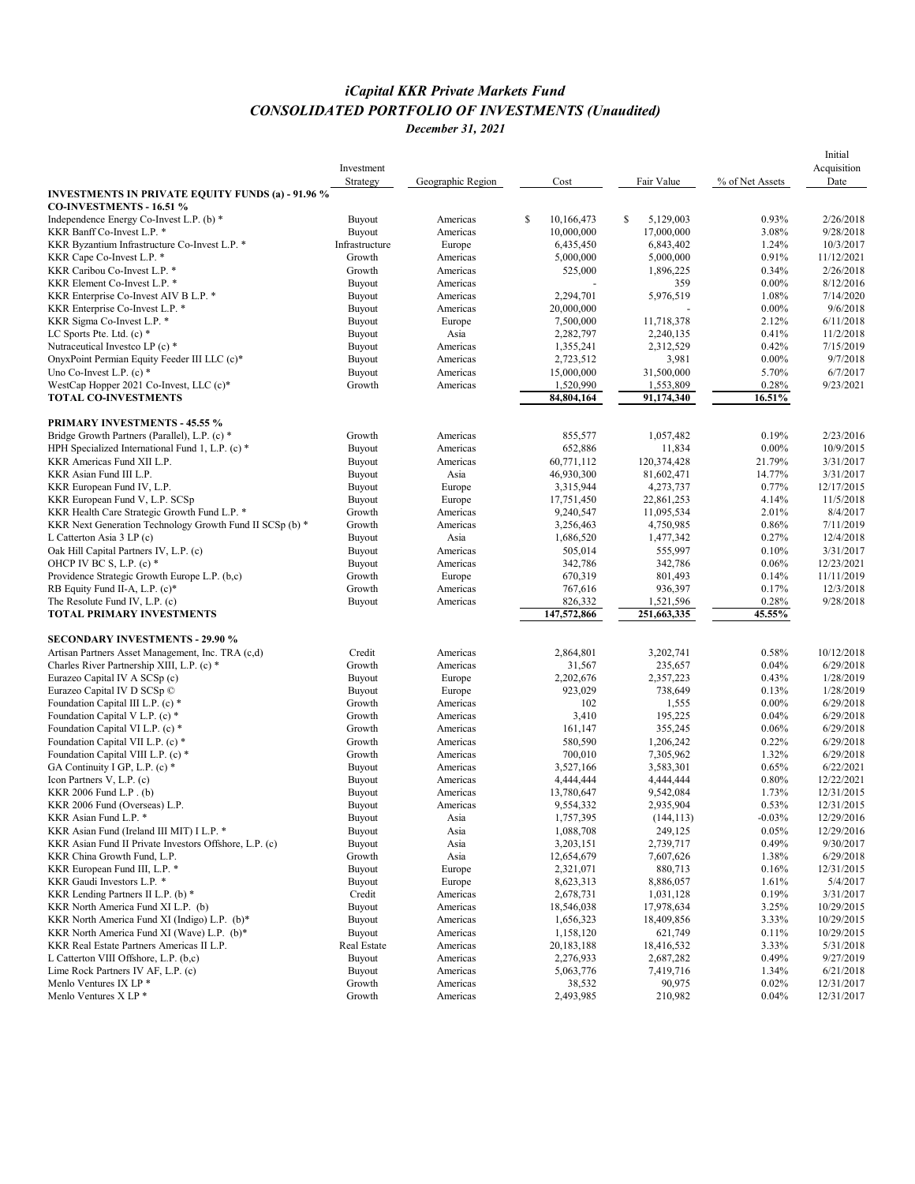# *iCapital KKR Private Markets Fund*
## *CONSOLIDATED PORTFOLIO OF INVESTMENTS (Unaudited)*
### *December 31, 2021*

| | Investment Strategy | Geographic Region | Cost | Fair Value | % of Net Assets | Initial Acquisition Date |
|---|---|---|---|---|---|---|
| **INVESTMENTS IN PRIVATE EQUITY FUNDS (a) - 91.96 %** | | | | | | |
| **CO-INVESTMENTS - 16.51 %** | | | | | | |
| Independence Energy Co-Invest L.P. (b) * | Buyout | Americas | $ 10,166,473 | $ 5,129,003 | 0.93% | 2/26/2018 |
| KKR Banff Co-Invest L.P. * | Buyout | Americas | 10,000,000 | 17,000,000 | 3.08% | 9/28/2018 |
| KKR Byzantium Infrastructure Co-Invest L.P. * | Infrastructure | Europe | 6,435,450 | 6,843,402 | 1.24% | 10/3/2017 |
| KKR Cape Co-Invest L.P. * | Growth | Americas | 5,000,000 | 5,000,000 | 0.91% | 11/12/2021 |
| KKR Caribou Co-Invest L.P. * | Growth | Americas | 525,000 | 1,896,225 | 0.34% | 2/26/2018 |
| KKR Element Co-Invest L.P. * | Buyout | Americas | - | 359 | 0.00% | 8/12/2016 |
| KKR Enterprise Co-Invest AIV B L.P. * | Buyout | Americas | 2,294,701 | 5,976,519 | 1.08% | 7/14/2020 |
| KKR Enterprise Co-Invest L.P. * | Buyout | Americas | 20,000,000 | - | 0.00% | 9/6/2018 |
| KKR Sigma Co-Invest L.P. * | Buyout | Europe | 7,500,000 | 11,718,378 | 2.12% | 6/11/2018 |
| LC Sports Pte. Ltd. (c) * | Buyout | Asia | 2,282,797 | 2,240,135 | 0.41% | 11/2/2018 |
| Nutraceutical Investco LP (c) * | Buyout | Americas | 1,355,241 | 2,312,529 | 0.42% | 7/15/2019 |
| OnyxPoint Permian Equity Feeder III LLC (c)* | Buyout | Americas | 2,723,512 | 3,981 | 0.00% | 9/7/2018 |
| Uno Co-Invest L.P. (c) * | Buyout | Americas | 15,000,000 | 31,500,000 | 5.70% | 6/7/2017 |
| WestCap Hopper 2021 Co-Invest, LLC (c)* | Growth | Americas | 1,520,990 | 1,553,809 | 0.28% | 9/23/2021 |
| **TOTAL CO-INVESTMENTS** | | | 84,804,164 | 91,174,340 | 16.51% | |
| **PRIMARY INVESTMENTS - 45.55 %** | | | | | | |
| Bridge Growth Partners (Parallel), L.P. (c) * | Growth | Americas | 855,577 | 1,057,482 | 0.19% | 2/23/2016 |
| HPH Specialized International Fund 1, L.P. (c) * | Buyout | Americas | 652,886 | 11,834 | 0.00% | 10/9/2015 |
| KKR Americas Fund XII L.P. | Buyout | Americas | 60,771,112 | 120,374,428 | 21.79% | 3/31/2017 |
| KKR Asian Fund III L.P. | Buyout | Asia | 46,930,300 | 81,602,471 | 14.77% | 3/31/2017 |
| KKR European Fund IV, L.P. | Buyout | Europe | 3,315,944 | 4,273,737 | 0.77% | 12/17/2015 |
| KKR European Fund V, L.P. SCSp | Buyout | Europe | 17,751,450 | 22,861,253 | 4.14% | 11/5/2018 |
| KKR Health Care Strategic Growth Fund L.P. * | Growth | Americas | 9,240,547 | 11,095,534 | 2.01% | 8/4/2017 |
| KKR Next Generation Technology Growth Fund II SCSp (b) * | Growth | Americas | 3,256,463 | 4,750,985 | 0.86% | 7/11/2019 |
| L Catterton Asia 3 LP (c) | Buyout | Asia | 1,686,520 | 1,477,342 | 0.27% | 12/4/2018 |
| Oak Hill Capital Partners IV, L.P. (c) | Buyout | Americas | 505,014 | 555,997 | 0.10% | 3/31/2017 |
| OHCP IV BC S, L.P. (c) * | Buyout | Americas | 342,786 | 342,786 | 0.06% | 12/23/2021 |
| Providence Strategic Growth Europe L.P. (b,c) | Growth | Europe | 670,319 | 801,493 | 0.14% | 11/11/2019 |
| RB Equity Fund II-A, L.P. (c)* | Growth | Americas | 767,616 | 936,397 | 0.17% | 12/3/2018 |
| The Resolute Fund IV, L.P. (c) | Buyout | Americas | 826,332 | 1,521,596 | 0.28% | 9/28/2018 |
| **TOTAL PRIMARY INVESTMENTS** | | | 147,572,866 | 251,663,335 | 45.55% | |
| **SECONDARY INVESTMENTS - 29.90 %** | | | | | | |
| Artisan Partners Asset Management, Inc. TRA (c,d) | Credit | Americas | 2,864,801 | 3,202,741 | 0.58% | 10/12/2018 |
| Charles River Partnership XIII, L.P. (c) * | Growth | Americas | 31,567 | 235,657 | 0.04% | 6/29/2018 |
| Eurazeo Capital IV A SCSp (c) | Buyout | Europe | 2,202,676 | 2,357,223 | 0.43% | 1/28/2019 |
| Eurazeo Capital IV D SCSp © | Buyout | Europe | 923,029 | 738,649 | 0.13% | 1/28/2019 |
| Foundation Capital III L.P. (c) * | Growth | Americas | 102 | 1,555 | 0.00% | 6/29/2018 |
| Foundation Capital V L.P. (c) * | Growth | Americas | 3,410 | 195,225 | 0.04% | 6/29/2018 |
| Foundation Capital VI L.P. (c) * | Growth | Americas | 161,147 | 355,245 | 0.06% | 6/29/2018 |
| Foundation Capital VII L.P. (c) * | Growth | Americas | 580,590 | 1,206,242 | 0.22% | 6/29/2018 |
| Foundation Capital VIII L.P. (c) * | Growth | Americas | 700,010 | 7,305,962 | 1.32% | 6/29/2018 |
| GA Continuity I GP, L.P. (c) * | Buyout | Americas | 3,527,166 | 3,583,301 | 0.65% | 6/22/2021 |
| Icon Partners V, L.P. (c) | Buyout | Americas | 4,444,444 | 4,444,444 | 0.80% | 12/22/2021 |
| KKR 2006 Fund L.P . (b) | Buyout | Americas | 13,780,647 | 9,542,084 | 1.73% | 12/31/2015 |
| KKR 2006 Fund (Overseas) L.P. | Buyout | Americas | 9,554,332 | 2,935,904 | 0.53% | 12/31/2015 |
| KKR Asian Fund L.P. * | Buyout | Asia | 1,757,395 | (144,113) | -0.03% | 12/29/2016 |
| KKR Asian Fund (Ireland III MIT) I L.P. * | Buyout | Asia | 1,088,708 | 249,125 | 0.05% | 12/29/2016 |
| KKR Asian Fund II Private Investors Offshore, L.P. (c) | Buyout | Asia | 3,203,151 | 2,739,717 | 0.49% | 9/30/2017 |
| KKR China Growth Fund, L.P. | Growth | Asia | 12,654,679 | 7,607,626 | 1.38% | 6/29/2018 |
| KKR European Fund III, L.P. * | Buyout | Europe | 2,321,071 | 880,713 | 0.16% | 12/31/2015 |
| KKR Gaudi Investors L.P. * | Buyout | Europe | 8,623,313 | 8,886,057 | 1.61% | 5/4/2017 |
| KKR Lending Partners II L.P. (b) * | Credit | Americas | 2,678,731 | 1,031,128 | 0.19% | 3/31/2017 |
| KKR North America Fund XI L.P. (b) | Buyout | Americas | 18,546,038 | 17,978,634 | 3.25% | 10/29/2015 |
| KKR North America Fund XI (Indigo) L.P. (b)* | Buyout | Americas | 1,656,323 | 18,409,856 | 3.33% | 10/29/2015 |
| KKR North America Fund XI (Wave) L.P. (b)* | Buyout | Americas | 1,158,120 | 621,749 | 0.11% | 10/29/2015 |
| KKR Real Estate Partners Americas II L.P. | Real Estate | Americas | 20,183,188 | 18,416,532 | 3.33% | 5/31/2018 |
| L Catterton VIII Offshore, L.P. (b,c) | Buyout | Americas | 2,276,933 | 2,687,282 | 0.49% | 9/27/2019 |
| Lime Rock Partners IV AF, L.P. (c) | Buyout | Americas | 5,063,776 | 7,419,716 | 1.34% | 6/21/2018 |
| Menlo Ventures IX LP * | Growth | Americas | 38,532 | 90,975 | 0.02% | 12/31/2017 |
| Menlo Ventures X LP * | Growth | Americas | 2,493,985 | 210,982 | 0.04% | 12/31/2017 |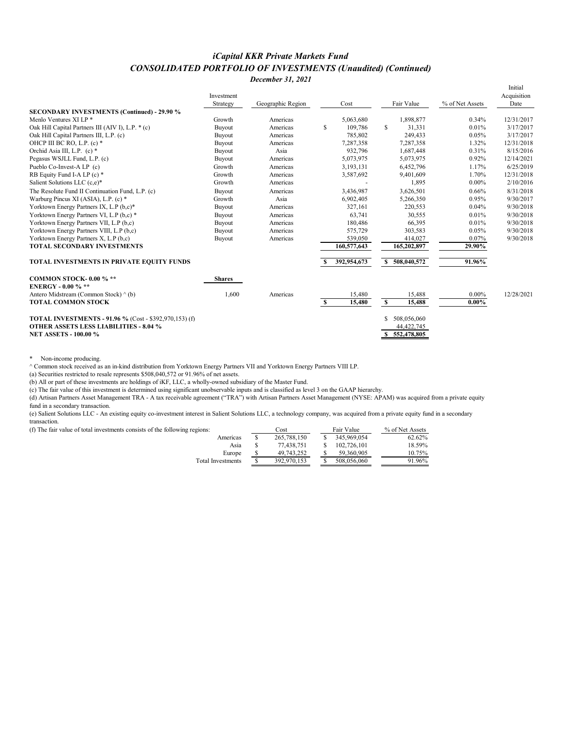# *iCapital KKR Private Markets Fund*
## *CONSOLIDATED PORTFOLIO OF INVESTMENTS (Unaudited) (Continued)*
### *December 31, 2021*

| | Investment Strategy | Geographic Region | Cost | Fair Value | % of Net Assets | Initial Acquisition Date |
|---|---|---|---|---|---|---|
| **SECONDARY INVESTMENTS (Continued) - 29.90 %** | | | | | | |
| Menlo Ventures XI LP * | Growth | Americas | 5,063,680 | 1,898,877 | 0.34% | 12/31/2017 |
| Oak Hill Capital Partners III (AIV I), L.P. * (c) | Buyout | Americas | $ 109,786 | $ 31,331 | 0.01% | 3/17/2017 |
| Oak Hill Capital Partners III, L.P. (c) | Buyout | Americas | 785,802 | 249,433 | 0.05% | 3/17/2017 |
| OHCP III BC RO, L.P. (c) * | Buyout | Americas | 7,287,358 | 7,287,358 | 1.32% | 12/31/2018 |
| Orchid Asia III, L.P. (c) * | Buyout | Asia | 932,796 | 1,687,448 | 0.31% | 8/15/2016 |
| Pegasus WSJLL Fund, L.P. (c) | Buyout | Americas | 5,073,975 | 5,073,975 | 0.92% | 12/14/2021 |
| Pueblo Co-Invest-A LP (c) | Growth | Americas | 3,193,131 | 6,452,796 | 1.17% | 6/25/2019 |
| RB Equity Fund I-A LP (c) * | Growth | Americas | 3,587,692 | 9,401,609 | 1.70% | 12/31/2018 |
| Salient Solutions LLC (c,e)* | Growth | Americas | - | 1,895 | 0.00% | 2/10/2016 |
| The Resolute Fund II Continuation Fund, L.P. (c) | Buyout | Americas | 3,436,987 | 3,626,501 | 0.66% | 8/31/2018 |
| Warburg Pincus XI (ASIA), L.P. (c) * | Growth | Asia | 6,902,405 | 5,266,350 | 0.95% | 9/30/2017 |
| Yorktown Energy Partners IX, L.P (b,c)* | Buyout | Americas | 327,161 | 220,553 | 0.04% | 9/30/2018 |
| Yorktown Energy Partners VI, L.P (b,c) * | Buyout | Americas | 63,741 | 30,555 | 0.01% | 9/30/2018 |
| Yorktown Energy Partners VII, L.P (b,c) | Buyout | Americas | 180,486 | 66,395 | 0.01% | 9/30/2018 |
| Yorktown Energy Partners VIII, L.P (b,c) | Buyout | Americas | 575,729 | 303,583 | 0.05% | 9/30/2018 |
| Yorktown Energy Partners X, L.P (b,c) | Buyout | Americas | 539,050 | 414,027 | 0.07% | 9/30/2018 |
| **TOTAL SECONDARY INVESTMENTS** | | | **160,577,643** | **165,202,897** | **29.90%** | |
| **TOTAL INVESTMENTS IN PRIVATE EQUITY FUNDS** | | | **$ 392,954,673** | **$ 508,040,572** | **91.96%** | |
| **COMMON STOCK- 0.00 % \*\*** | **Shares** | | | | | |
| **ENERGY - 0.00 % \*\*** | | | | | | |
| Antero Midstream (Common Stock) ^ (b) | 1,600 | Americas | 15,480 | 15,488 | 0.00% | 12/28/2021 |
| **TOTAL COMMON STOCK** | | | **$ 15,480** | **$ 15,488** | **0.00%** | |
| **TOTAL INVESTMENTS - 91.96 %** (Cost - $392,970,153) (f) | | | | $ 508,056,060 | | |
| **OTHER ASSETS LESS LIABILITIES - 8.04 %** | | | | 44,422,745 | | |
| **NET ASSETS - 100.00 %** | | | | **$ 552,478,805** | | |

\* Non-income producing.

^ Common stock received as an in-kind distribution from Yorktown Energy Partners VII and Yorktown Energy Partners VIII LP.

(a) Securities restricted to resale represents $508,040,572 or 91.96% of net assets.

(b) All or part of these investments are holdings of iKF, LLC, a wholly-owned subsidiary of the Master Fund.

(c) The fair value of this investment is determined using significant unobservable inputs and is classified as level 3 on the GAAP hierarchy.

(d) Artisan Partners Asset Management TRA - A tax receivable agreement ("TRA") with Artisan Partners Asset Management (NYSE: APAM) was acquired from a private equity fund in a secondary transaction.

(e) Salient Solutions LLC - An existing equity co-investment interest in Salient Solutions LLC, a technology company, was acquired from a private equity fund in a secondary transaction.

(f) The fair value of total investments consists of the following regions:

| | Cost | Fair Value | % of Net Assets |
|---|---|---|---|
| Americas | $ 265,788,150 | $ 345,969,054 | 62.62% |
| Asia | $ 77,438,751 | $ 102,726,101 | 18.59% |
| Europe | $ 49,743,252 | $ 59,360,905 | 10.75% |
| Total Investments | $ 392,970,153 | $ 508,056,060 | 91.96% |